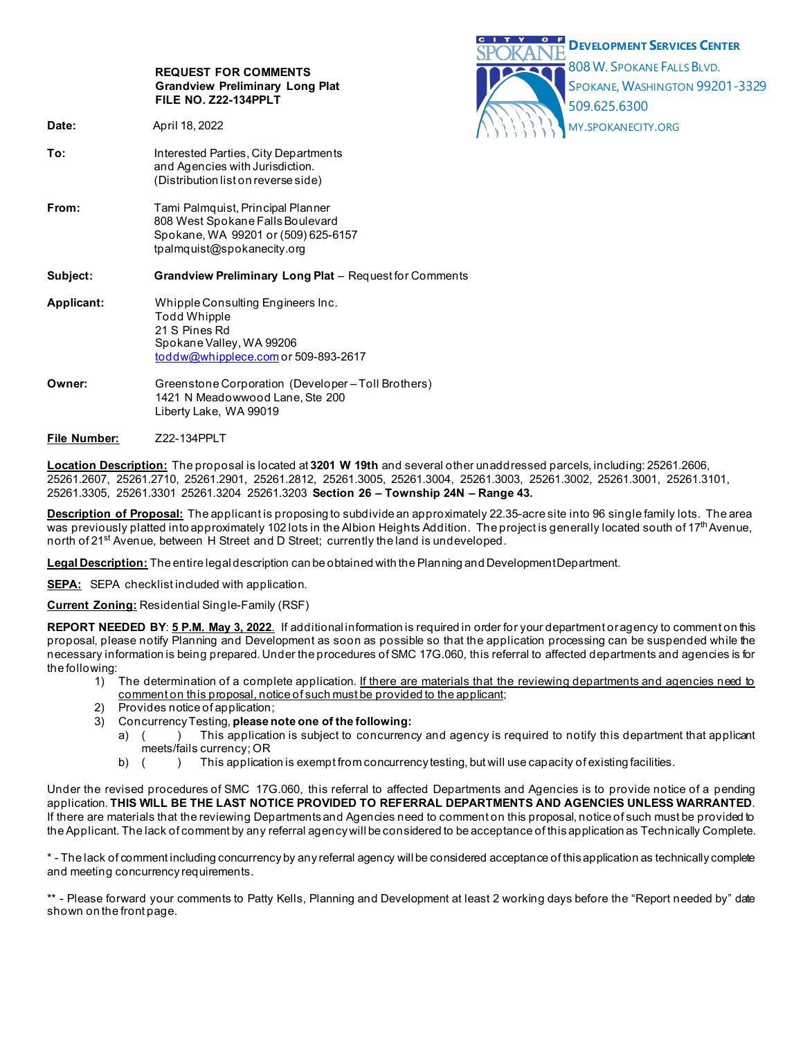**DEVELOPMENT SERVICES CENTER**
808 W. SPOKANE FALLS BLVD.
SPOKANE, WASHINGTON 99201-3329
509.625.6300
MY.SPOKANECITY.ORG

**REQUEST FOR COMMENTS**
**Grandview Preliminary Long Plat**
**FILE NO. Z22-134PPLT**

**Date:** April 18, 2022

**To:** Interested Parties, City Departments and Agencies with Jurisdiction. (Distribution list on reverse side)

**From:** Tami Palmquist, Principal Planner
808 West Spokane Falls Boulevard
Spokane, WA 99201 or (509) 625-6157
tpalmquist@spokanecity.org

**Subject:** **Grandview Preliminary Long Plat** – Request for Comments

**Applicant:** Whipple Consulting Engineers Inc.
Todd Whipple
21 S Pines Rd
Spokane Valley, WA 99206
toddw@whipplece.com or 509-893-2617

**Owner:** Greenstone Corporation (Developer – Toll Brothers)
1421 N Meadowwood Lane, Ste 200
Liberty Lake, WA 99019

**File Number:** Z22-134PPLT

**Location Description:** The proposal is located at **3201 W 19th** and several other unaddressed parcels, including: 25261.2606, 25261.2607, 25261.2710, 25261.2901, 25261.2812, 25261.3005, 25261.3004, 25261.3003, 25261.3002, 25261.3001, 25261.3101, 25261.3305, 25261.3301 25261.3204 25261.3203 **Section 26 – Township 24N – Range 43.**

**Description of Proposal:** The applicant is proposing to subdivide an approximately 22.35-acre site into 96 single family lots. The area was previously platted into approximately 102 lots in the Albion Heights Addition. The project is generally located south of 17th Avenue, north of 21st Avenue, between H Street and D Street; currently the land is undeveloped.

**Legal Description:** The entire legal description can be obtained with the Planning and Development Department.

**SEPA:** SEPA checklist included with application.

**Current Zoning:** Residential Single-Family (RSF)

**REPORT NEEDED BY**: **5 P.M. May 3, 2022**. If additional information is required in order for your department or agency to comment on this proposal, please notify Planning and Development as soon as possible so that the application processing can be suspended while the necessary information is being prepared. Under the procedures of SMC 17G.060, this referral to affected departments and agencies is for the following:

1) The determination of a complete application. If there are materials that the reviewing departments and agencies need to comment on this proposal, notice of such must be provided to the applicant;
2) Provides notice of application;
3) Concurrency Testing, **please note one of the following:**
   a) (    ) This application is subject to concurrency and agency is required to notify this department that applicant meets/fails currency; OR
   b) (    ) This application is exempt from concurrency testing, but will use capacity of existing facilities.

Under the revised procedures of SMC 17G.060, this referral to affected Departments and Agencies is to provide notice of a pending application. **THIS WILL BE THE LAST NOTICE PROVIDED TO REFERRAL DEPARTMENTS AND AGENCIES UNLESS WARRANTED**. If there are materials that the reviewing Departments and Agencies need to comment on this proposal, notice of such must be provided to the Applicant. The lack of comment by any referral agency will be considered to be acceptance of this application as Technically Complete.

* - The lack of comment including concurrency by any referral agency will be considered acceptance of this application as technically complete and meeting concurrency requirements.

** - Please forward your comments to Patty Kells, Planning and Development at least 2 working days before the "Report needed by" date shown on the front page.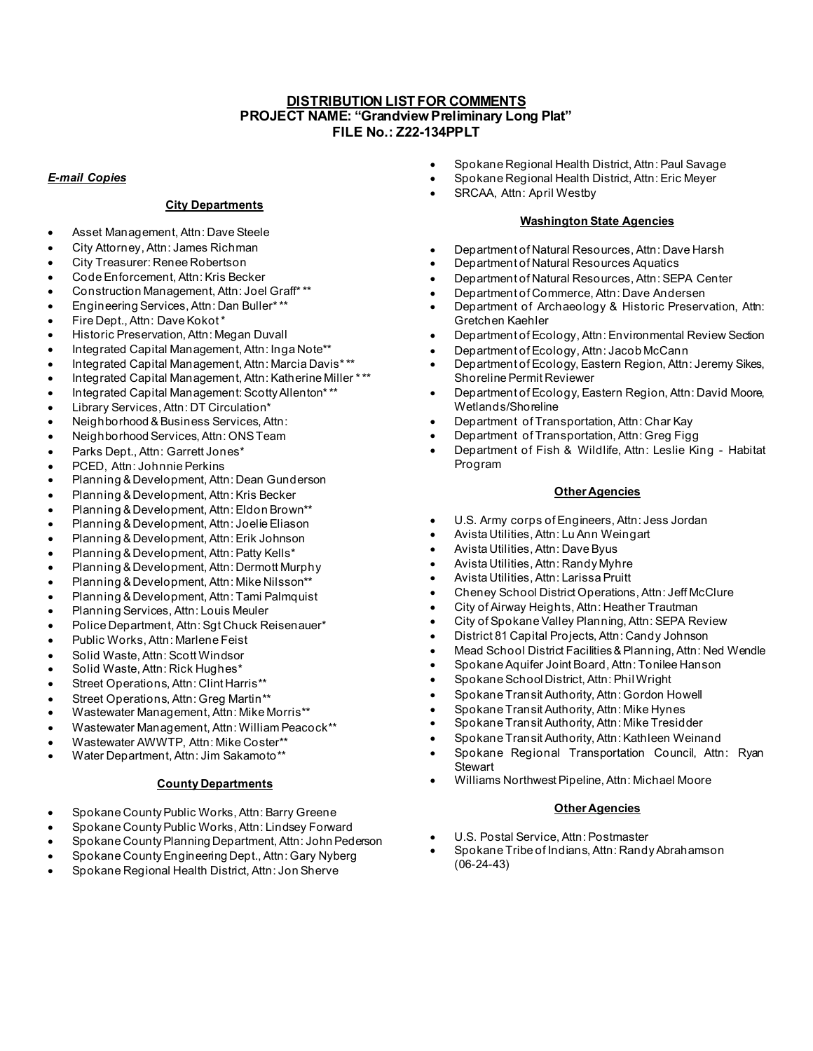**DISTRIBUTION LIST FOR COMMENTS**
**PROJECT NAME: "Grandview Preliminary Long Plat"**
**FILE No.: Z22-134PPLT**

***E-mail Copies***

**City Departments**

- Asset Management, Attn: Dave Steele
- City Attorney, Attn: James Richman
- City Treasurer: Renee Robertson
- Code Enforcement, Attn: Kris Becker
- Construction Management, Attn: Joel Graff* **
- Engineering Services, Attn: Dan Buller* **
- Fire Dept., Attn: Dave Kokot*
- Historic Preservation, Attn: Megan Duvall
- Integrated Capital Management, Attn: Inga Note**
- Integrated Capital Management, Attn: Marcia Davis* **
- Integrated Capital Management, Attn: Katherine Miller * **
- Integrated Capital Management: Scotty Allenton* **
- Library Services, Attn: DT Circulation*
- Neighborhood & Business Services, Attn:
- Neighborhood Services, Attn: ONS Team
- Parks Dept., Attn: Garrett Jones*
- PCED, Attn: Johnnie Perkins
- Planning & Development, Attn: Dean Gunderson
- Planning & Development, Attn: Kris Becker
- Planning & Development, Attn: Eldon Brown**
- Planning & Development, Attn: Joelie Eliason
- Planning & Development, Attn: Erik Johnson
- Planning & Development, Attn: Patty Kells*
- Planning & Development, Attn: Dermott Murphy
- Planning & Development, Attn: Mike Nilsson**
- Planning & Development, Attn: Tami Palmquist
- Planning Services, Attn: Louis Meuler
- Police Department, Attn: Sgt Chuck Reisenauer*
- Public Works, Attn: Marlene Feist
- Solid Waste, Attn: Scott Windsor
- Solid Waste, Attn: Rick Hughes*
- Street Operations, Attn: Clint Harris**
- Street Operations, Attn: Greg Martin**
- Wastewater Management, Attn: Mike Morris**
- Wastewater Management, Attn: William Peacock**
- Wastewater AWWTP, Attn: Mike Coster**
- Water Department, Attn: Jim Sakamoto**

**County Departments**

- Spokane County Public Works, Attn: Barry Greene
- Spokane County Public Works, Attn: Lindsey Forward
- Spokane County Planning Department, Attn: John Pederson
- Spokane County Engineering Dept., Attn: Gary Nyberg
- Spokane Regional Health District, Attn: Jon Sherve
- Spokane Regional Health District, Attn: Paul Savage
- Spokane Regional Health District, Attn: Eric Meyer
- SRCAA, Attn: April Westby

**Washington State Agencies**

- Department of Natural Resources, Attn: Dave Harsh
- Department of Natural Resources Aquatics
- Department of Natural Resources, Attn: SEPA Center
- Department of Commerce, Attn: Dave Andersen
- Department of Archaeology & Historic Preservation, Attn: Gretchen Kaehler
- Department of Ecology, Attn: Environmental Review Section
- Department of Ecology, Attn: Jacob McCann
- Department of Ecology, Eastern Region, Attn: Jeremy Sikes, Shoreline Permit Reviewer
- Department of Ecology, Eastern Region, Attn: David Moore, Wetlands/Shoreline
- Department of Transportation, Attn: Char Kay
- Department of Transportation, Attn: Greg Figg
- Department of Fish & Wildlife, Attn: Leslie King - Habitat Program

**Other Agencies**

- U.S. Army corps of Engineers, Attn: Jess Jordan
- Avista Utilities, Attn: Lu Ann Weingart
- Avista Utilities, Attn: Dave Byus
- Avista Utilities, Attn: Randy Myhre
- Avista Utilities, Attn: Larissa Pruitt
- Cheney School District Operations, Attn: Jeff McClure
- City of Airway Heights, Attn: Heather Trautman
- City of Spokane Valley Planning, Attn: SEPA Review
- District 81 Capital Projects, Attn: Candy Johnson
- Mead School District Facilities & Planning, Attn: Ned Wendle
- Spokane Aquifer Joint Board, Attn: Tonilee Hanson
- Spokane School District, Attn: Phil Wright
- Spokane Transit Authority, Attn: Gordon Howell
- Spokane Transit Authority, Attn: Mike Hynes
- Spokane Transit Authority, Attn: Mike Tresidder
- Spokane Transit Authority, Attn: Kathleen Weinand
- Spokane Regional Transportation Council, Attn: Ryan Stewart
- Williams Northwest Pipeline, Attn: Michael Moore

**Other Agencies**

- U.S. Postal Service, Attn: Postmaster
- Spokane Tribe of Indians, Attn: Randy Abrahamson (06-24-43)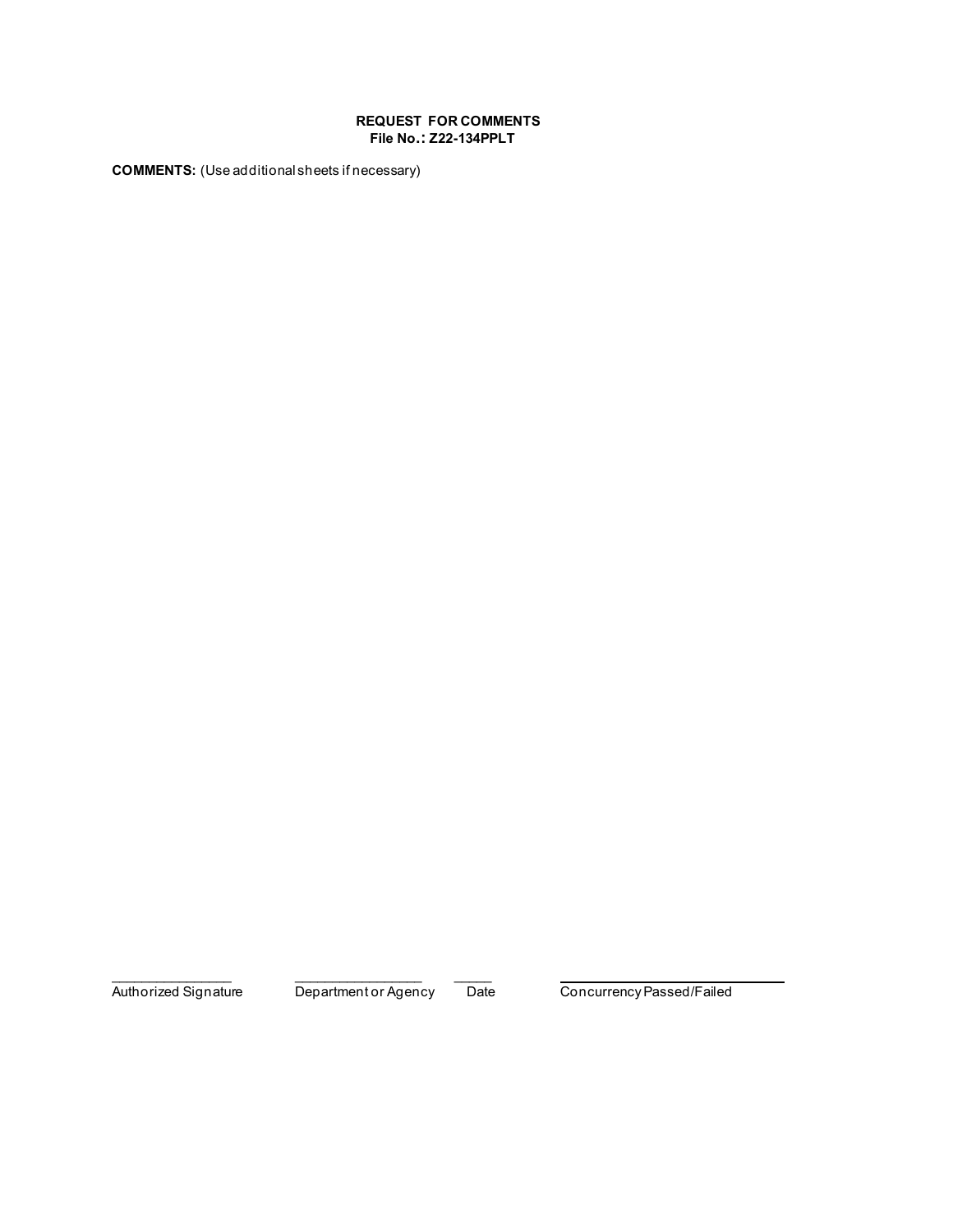**REQUEST FOR COMMENTS**
**File No.: Z22-134PPLT**

**COMMENTS:** (Use additional sheets if necessary)

| | | | |
|---|---|---|---|
| ________________ | _________________ | _____ | ______________________________ |
| Authorized Signature | Department or Agency | Date | Concurrency Passed/Failed |